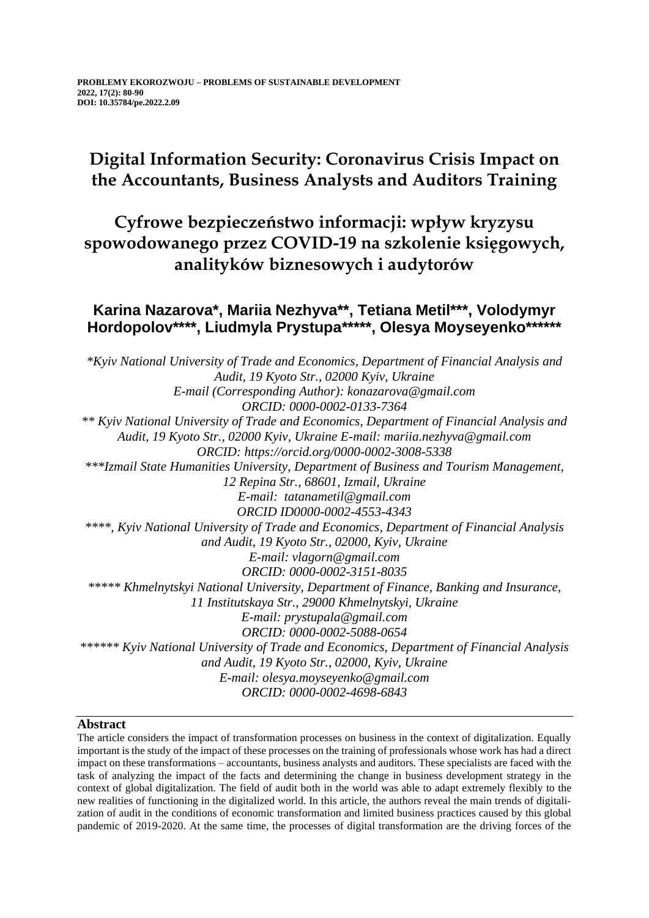**PROBLEMY EKOROZWOJU – PROBLEMS OF SUSTAINABLE DEVELOPMENT**
**2022, 17(2): 80-90**
**DOI: 10.35784/pe.2022.2.09**

# Digital Information Security: Coronavirus Crisis Impact on the Accountants, Business Analysts and Auditors Training

# Cyfrowe bezpieczeństwo informacji: wpływ kryzysu spowodowanego przez COVID-19 na szkolenie księgowych, analityków biznesowych i audytorów

**Karina Nazarova*, Mariia Nezhyva**, Tetiana Metil***, Volodymyr Hordopolov****, Liudmyla Prystupa*****, Olesya Moyseyenko******

*\*Kyiv National University of Trade and Economics, Department of Financial Analysis and Audit, 19 Kyoto Str., 02000 Kyiv, Ukraine*
*E-mail (Corresponding Author): konazarova@gmail.com*
*ORCID: 0000-0002-0133-7364*
*\*\* Kyiv National University of Trade and Economics, Department of Financial Analysis and Audit, 19 Kyoto Str., 02000 Kyiv, Ukraine E-mail: mariia.nezhyva@gmail.com*
*ORCID: https://orcid.org/0000-0002-3008-5338*
*\*\*\*Izmail State Humanities University, Department of Business and Tourism Management, 12 Repina Str., 68601, Izmail, Ukraine*
*E-mail: tatanametil@gmail.com*
*ORCID ID0000-0002-4553-4343*
*\*\*\*\*, Kyiv National University of Trade and Economics, Department of Financial Analysis and Audit, 19 Kyoto Str., 02000, Kyiv, Ukraine*
*E-mail: vlagorn@gmail.com*
*ORCID: 0000-0002-3151-8035*
*\*\*\*\*\* Khmelnytskyi National University, Department of Finance, Banking and Insurance, 11 Institutskaya Str., 29000 Khmelnytskyi, Ukraine*
*E-mail: prystupala@gmail.com*
*ORCID: 0000-0002-5088-0654*
*\*\*\*\*\*\* Kyiv National University of Trade and Economics, Department of Financial Analysis and Audit, 19 Kyoto Str., 02000, Kyiv, Ukraine*
*E-mail: olesya.moyseyenko@gmail.com*
*ORCID: 0000-0002-4698-6843*

## Abstract

The article considers the impact of transformation processes on business in the context of digitalization. Equally important is the study of the impact of these processes on the training of professionals whose work has had a direct impact on these transformations – accountants, business analysts and auditors. These specialists are faced with the task of analyzing the impact of the facts and determining the change in business development strategy in the context of global digitalization. The field of audit both in the world was able to adapt extremely flexibly to the new realities of functioning in the digitalized world. In this article, the authors reveal the main trends of digitalization of audit in the conditions of economic transformation and limited business practices caused by this global pandemic of 2019-2020. At the same time, the processes of digital transformation are the driving forces of the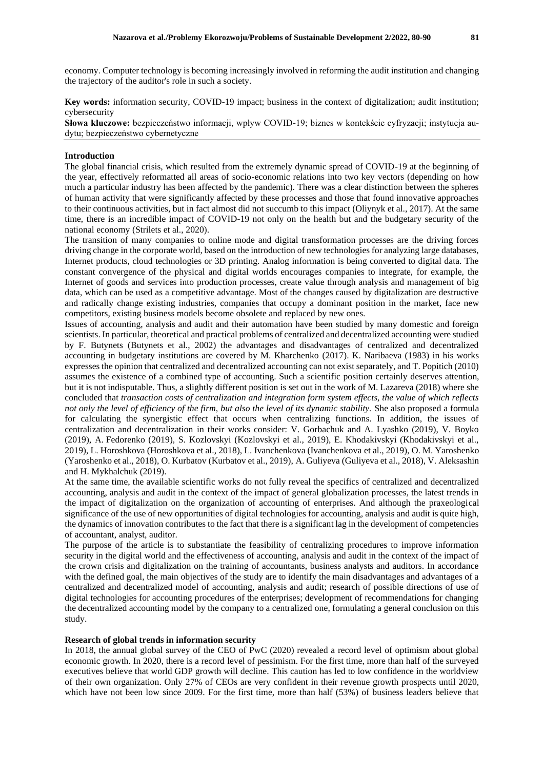economy. Computer technology is becoming increasingly involved in reforming the audit institution and changing the trajectory of the auditor's role in such a society.

**Key words:** information security, COVID-19 impact; business in the context of digitalization; audit institution; cybersecurity

**Słowa kluczowe:** bezpieczeństwo informacji, wpływ COVID-19; biznes w kontekście cyfryzacji; instytucja audytu; bezpieczeństwo cybernetyczne

## Introduction

The global financial crisis, which resulted from the extremely dynamic spread of COVID-19 at the beginning of the year, effectively reformatted all areas of socio-economic relations into two key vectors (depending on how much a particular industry has been affected by the pandemic). There was a clear distinction between the spheres of human activity that were significantly affected by these processes and those that found innovative approaches to their continuous activities, but in fact almost did not succumb to this impact (Oliynyk et al., 2017). At the same time, there is an incredible impact of COVID-19 not only on the health but and the budgetary security of the national economy (Strilets et al., 2020).

The transition of many companies to online mode and digital transformation processes are the driving forces driving change in the corporate world, based on the introduction of new technologies for analyzing large databases, Internet products, cloud technologies or 3D printing. Analog information is being converted to digital data. The constant convergence of the physical and digital worlds encourages companies to integrate, for example, the Internet of goods and services into production processes, create value through analysis and management of big data, which can be used as a competitive advantage. Most of the changes caused by digitalization are destructive and radically change existing industries, companies that occupy a dominant position in the market, face new competitors, existing business models become obsolete and replaced by new ones.

Issues of accounting, analysis and audit and their automation have been studied by many domestic and foreign scientists. In particular, theoretical and practical problems of centralized and decentralized accounting were studied by F. Butynets (Butynets et al., 2002) the advantages and disadvantages of centralized and decentralized accounting in budgetary institutions are covered by M. Kharchenko (2017). K. Naribaeva (1983) in his works expresses the opinion that centralized and decentralized accounting can not exist separately, and T. Popitich (2010) assumes the existence of a combined type of accounting. Such a scientific position certainly deserves attention, but it is not indisputable. Thus, a slightly different position is set out in the work of M. Lazareva (2018) where she concluded that *transaction costs of centralization and integration form system effects, the value of which reflects not only the level of efficiency of the firm, but also the level of its dynamic stability.* She also proposed a formula for calculating the synergistic effect that occurs when centralizing functions. In addition, the issues of centralization and decentralization in their works consider: V. Gorbachuk and A. Lyashko (2019), V. Boyko (2019), A. Fedorenko (2019), S. Kozlovskyi (Kozlovskyi et al., 2019), E. Khodakivskyi (Khodakivskyi et al., 2019), L. Horoshkova (Horoshkova et al., 2018), L. Ivanchenkova (Ivanchenkova et al., 2019), O. M. Yaroshenko (Yaroshenko et al., 2018), O. Kurbatov (Kurbatov et al., 2019), A. Guliyeva (Guliyeva et al., 2018), V. Aleksashin and H. Mykhalchuk (2019).

At the same time, the available scientific works do not fully reveal the specifics of centralized and decentralized accounting, analysis and audit in the context of the impact of general globalization processes, the latest trends in the impact of digitalization on the organization of accounting of enterprises. And although the praxeological significance of the use of new opportunities of digital technologies for accounting, analysis and audit is quite high, the dynamics of innovation contributes to the fact that there is a significant lag in the development of competencies of accountant, analyst, auditor.

The purpose of the article is to substantiate the feasibility of centralizing procedures to improve information security in the digital world and the effectiveness of accounting, analysis and audit in the context of the impact of the crown crisis and digitalization on the training of accountants, business analysts and auditors. In accordance with the defined goal, the main objectives of the study are to identify the main disadvantages and advantages of a centralized and decentralized model of accounting, analysis and audit; research of possible directions of use of digital technologies for accounting procedures of the enterprises; development of recommendations for changing the decentralized accounting model by the company to a centralized one, formulating a general conclusion on this study.

## Research of global trends in information security

In 2018, the annual global survey of the CEO of PwC (2020) revealed a record level of optimism about global economic growth. In 2020, there is a record level of pessimism. For the first time, more than half of the surveyed executives believe that world GDP growth will decline. This caution has led to low confidence in the worldview of their own organization. Only 27% of CEOs are very confident in their revenue growth prospects until 2020, which have not been low since 2009. For the first time, more than half (53%) of business leaders believe that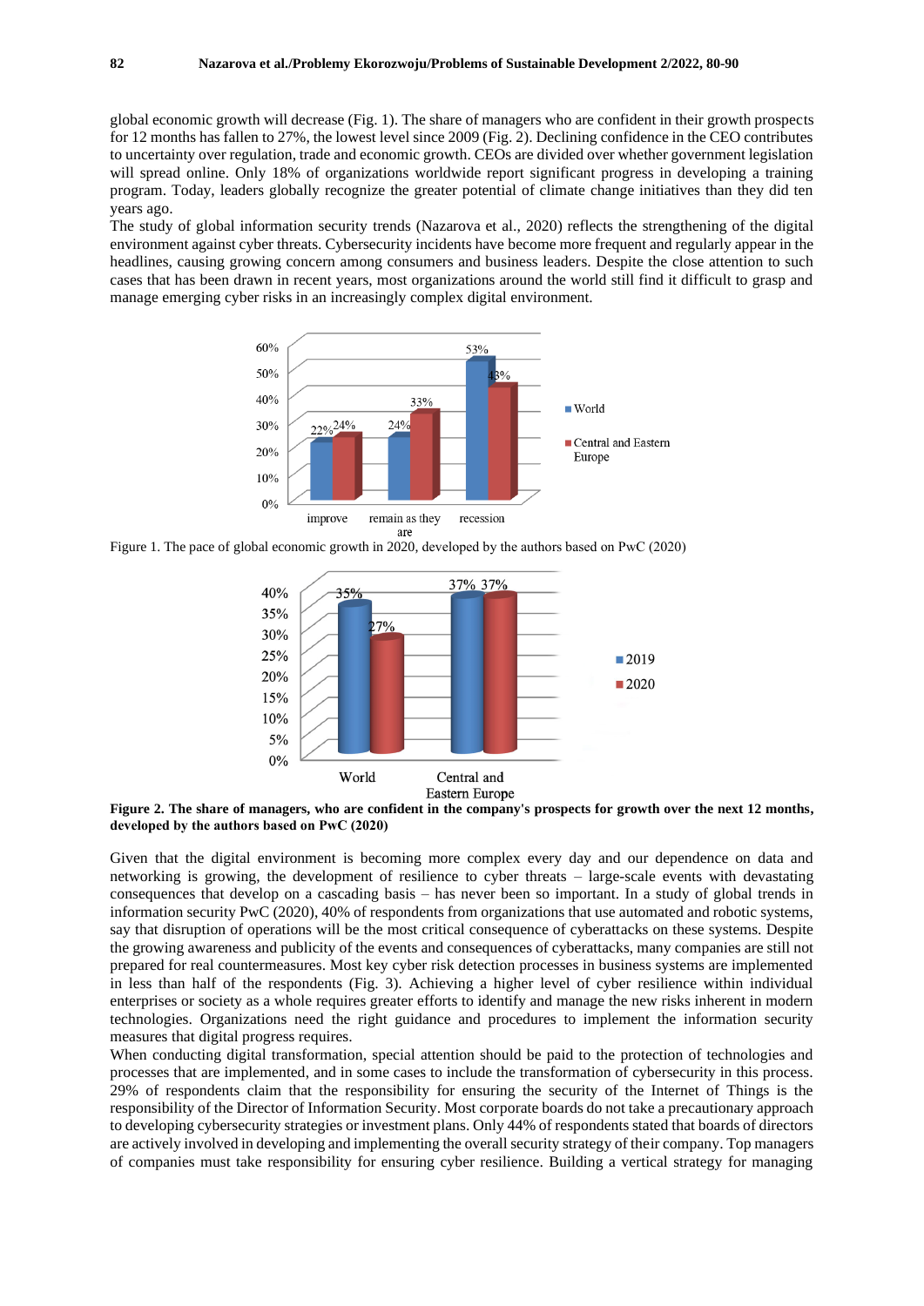global economic growth will decrease (Fig. 1). The share of managers who are confident in their growth prospects for 12 months has fallen to 27%, the lowest level since 2009 (Fig. 2). Declining confidence in the CEO contributes to uncertainty over regulation, trade and economic growth. CEOs are divided over whether government legislation will spread online. Only 18% of organizations worldwide report significant progress in developing a training program. Today, leaders globally recognize the greater potential of climate change initiatives than they did ten years ago.

The study of global information security trends (Nazarova et al., 2020) reflects the strengthening of the digital environment against cyber threats. Cybersecurity incidents have become more frequent and regularly appear in the headlines, causing growing concern among consumers and business leaders. Despite the close attention to such cases that has been drawn in recent years, most organizations around the world still find it difficult to grasp and manage emerging cyber risks in an increasingly complex digital environment.

Figure 1. The pace of global economic growth in 2020, developed by the authors based on PwC (2020)

**Figure 2. The share of managers, who are confident in the company's prospects for growth over the next 12 months, developed by the authors based on PwC (2020)**

Given that the digital environment is becoming more complex every day and our dependence on data and networking is growing, the development of resilience to cyber threats – large-scale events with devastating consequences that develop on a cascading basis – has never been so important. In a study of global trends in information security PwC (2020), 40% of respondents from organizations that use automated and robotic systems, say that disruption of operations will be the most critical consequence of cyberattacks on these systems. Despite the growing awareness and publicity of the events and consequences of cyberattacks, many companies are still not prepared for real countermeasures. Most key cyber risk detection processes in business systems are implemented in less than half of the respondents (Fig. 3). Achieving a higher level of cyber resilience within individual enterprises or society as a whole requires greater efforts to identify and manage the new risks inherent in modern technologies. Organizations need the right guidance and procedures to implement the information security measures that digital progress requires.

When conducting digital transformation, special attention should be paid to the protection of technologies and processes that are implemented, and in some cases to include the transformation of cybersecurity in this process. 29% of respondents claim that the responsibility for ensuring the security of the Internet of Things is the responsibility of the Director of Information Security. Most corporate boards do not take a precautionary approach to developing cybersecurity strategies or investment plans. Only 44% of respondents stated that boards of directors are actively involved in developing and implementing the overall security strategy of their company. Top managers of companies must take responsibility for ensuring cyber resilience. Building a vertical strategy for managing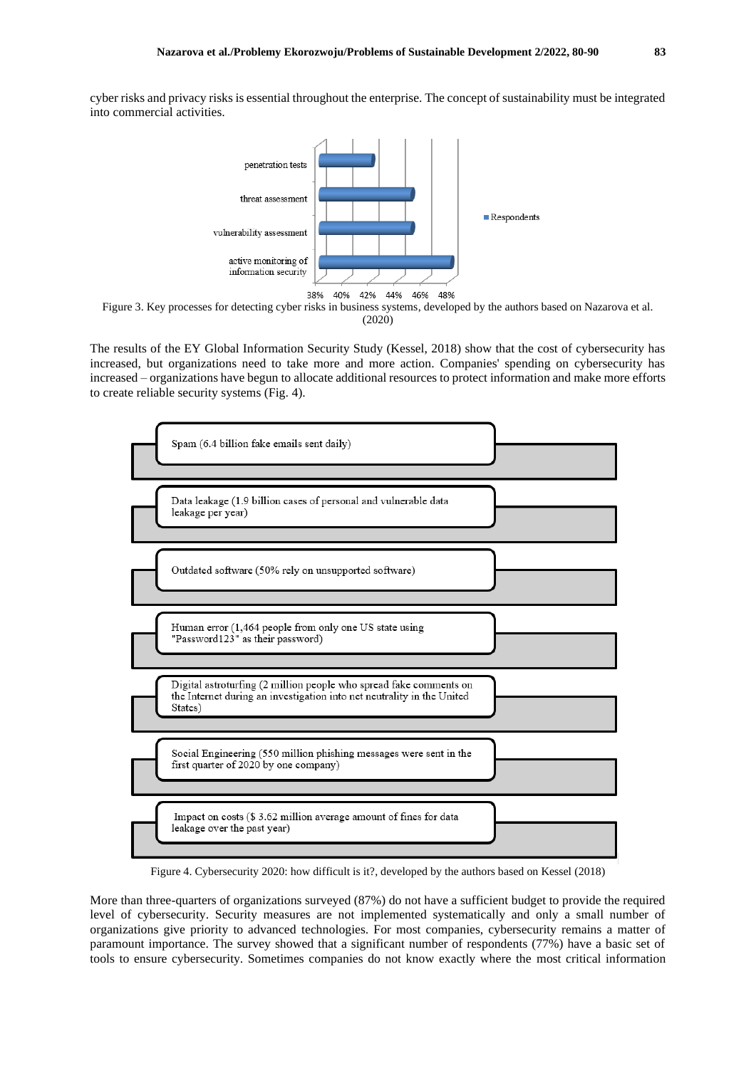cyber risks and privacy risks is essential throughout the enterprise. The concept of sustainability must be integrated into commercial activities.

penetration tests

threat assessment

vulnerability assessment

active monitoring of information security

38% 40% 42% 44% 46% 48%

Respondents

Figure 3. Key processes for detecting cyber risks in business systems, developed by the authors based on Nazarova et al. (2020)

The results of the EY Global Information Security Study (Kessel, 2018) show that the cost of cybersecurity has increased, but organizations need to take more and more action. Companies' spending on cybersecurity has increased – organizations have begun to allocate additional resources to protect information and make more efforts to create reliable security systems (Fig. 4).

Spam (6.4 billion fake emails sent daily)

Data leakage (1.9 billion cases of personal and vulnerable data leakage per year)

Outdated software (50% rely on unsupported software)

Human error (1,464 people from only one US state using "Password123" as their password)

Digital astroturfing (2 million people who spread fake comments on the Internet during an investigation into net neutrality in the United States)

Social Engineering (550 million phishing messages were sent in the first quarter of 2020 by one company)

Impact on costs ($ 3.62 million average amount of fines for data leakage over the past year)

Figure 4. Cybersecurity 2020: how difficult is it?, developed by the authors based on Kessel (2018)

More than three-quarters of organizations surveyed (87%) do not have a sufficient budget to provide the required level of cybersecurity. Security measures are not implemented systematically and only a small number of organizations give priority to advanced technologies. For most companies, cybersecurity remains a matter of paramount importance. The survey showed that a significant number of respondents (77%) have a basic set of tools to ensure cybersecurity. Sometimes companies do not know exactly where the most critical information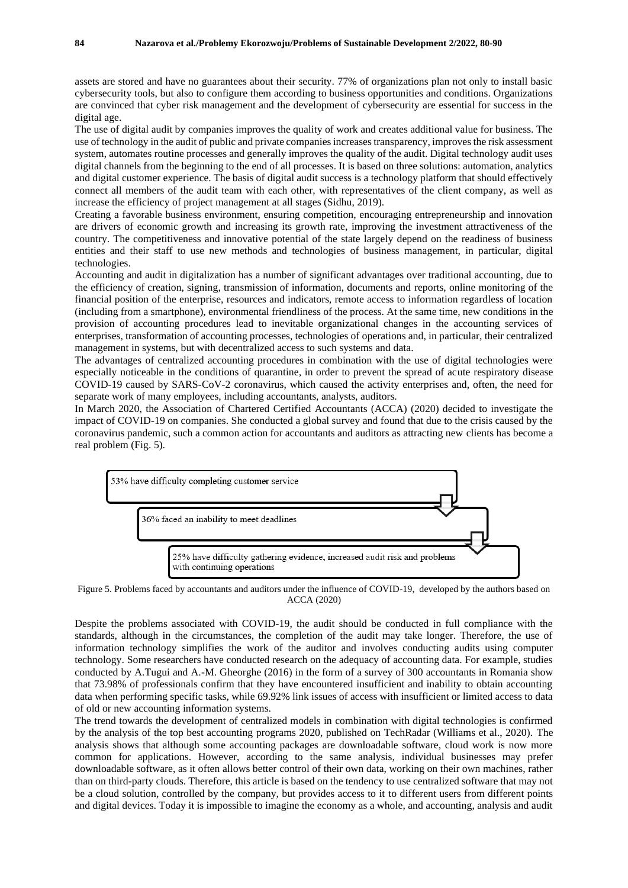assets are stored and have no guarantees about their security. 77% of organizations plan not only to install basic cybersecurity tools, but also to configure them according to business opportunities and conditions. Organizations are convinced that cyber risk management and the development of cybersecurity are essential for success in the digital age.

The use of digital audit by companies improves the quality of work and creates additional value for business. The use of technology in the audit of public and private companies increases transparency, improves the risk assessment system, automates routine processes and generally improves the quality of the audit. Digital technology audit uses digital channels from the beginning to the end of all processes. It is based on three solutions: automation, analytics and digital customer experience. The basis of digital audit success is a technology platform that should effectively connect all members of the audit team with each other, with representatives of the client company, as well as increase the efficiency of project management at all stages (Sidhu, 2019).

Creating a favorable business environment, ensuring competition, encouraging entrepreneurship and innovation are drivers of economic growth and increasing its growth rate, improving the investment attractiveness of the country. The competitiveness and innovative potential of the state largely depend on the readiness of business entities and their staff to use new methods and technologies of business management, in particular, digital technologies.

Accounting and audit in digitalization has a number of significant advantages over traditional accounting, due to the efficiency of creation, signing, transmission of information, documents and reports, online monitoring of the financial position of the enterprise, resources and indicators, remote access to information regardless of location (including from a smartphone), environmental friendliness of the process. At the same time, new conditions in the provision of accounting procedures lead to inevitable organizational changes in the accounting services of enterprises, transformation of accounting processes, technologies of operations and, in particular, their centralized management in systems, but with decentralized access to such systems and data.

The advantages of centralized accounting procedures in combination with the use of digital technologies were especially noticeable in the conditions of quarantine, in order to prevent the spread of acute respiratory disease COVID-19 caused by SARS-CoV-2 coronavirus, which caused the activity enterprises and, often, the need for separate work of many employees, including accountants, analysts, auditors.

In March 2020, the Association of Chartered Certified Accountants (ACCA) (2020) decided to investigate the impact of COVID-19 on companies. She conducted a global survey and found that due to the crisis caused by the coronavirus pandemic, such a common action for accountants and auditors as attracting new clients has become a real problem (Fig. 5).

53% have difficulty completing customer service

36% faced an inability to meet deadlines

25% have difficulty gathering evidence, increased audit risk and problems with continuing operations

Figure 5. Problems faced by accountants and auditors under the influence of COVID-19, developed by the authors based on ACCA (2020)

Despite the problems associated with COVID-19, the audit should be conducted in full compliance with the standards, although in the circumstances, the completion of the audit may take longer. Therefore, the use of information technology simplifies the work of the auditor and involves conducting audits using computer technology. Some researchers have conducted research on the adequacy of accounting data. For example, studies conducted by A.Tugui and A.-M. Gheorghe (2016) in the form of a survey of 300 accountants in Romania show that 73.98% of professionals confirm that they have encountered insufficient and inability to obtain accounting data when performing specific tasks, while 69.92% link issues of access with insufficient or limited access to data of old or new accounting information systems.

The trend towards the development of centralized models in combination with digital technologies is confirmed by the analysis of the top best accounting programs 2020, published on TechRadar (Williams et al., 2020). The analysis shows that although some accounting packages are downloadable software, cloud work is now more common for applications. However, according to the same analysis, individual businesses may prefer downloadable software, as it often allows better control of their own data, working on their own machines, rather than on third-party clouds. Therefore, this article is based on the tendency to use centralized software that may not be a cloud solution, controlled by the company, but provides access to it to different users from different points and digital devices. Today it is impossible to imagine the economy as a whole, and accounting, analysis and audit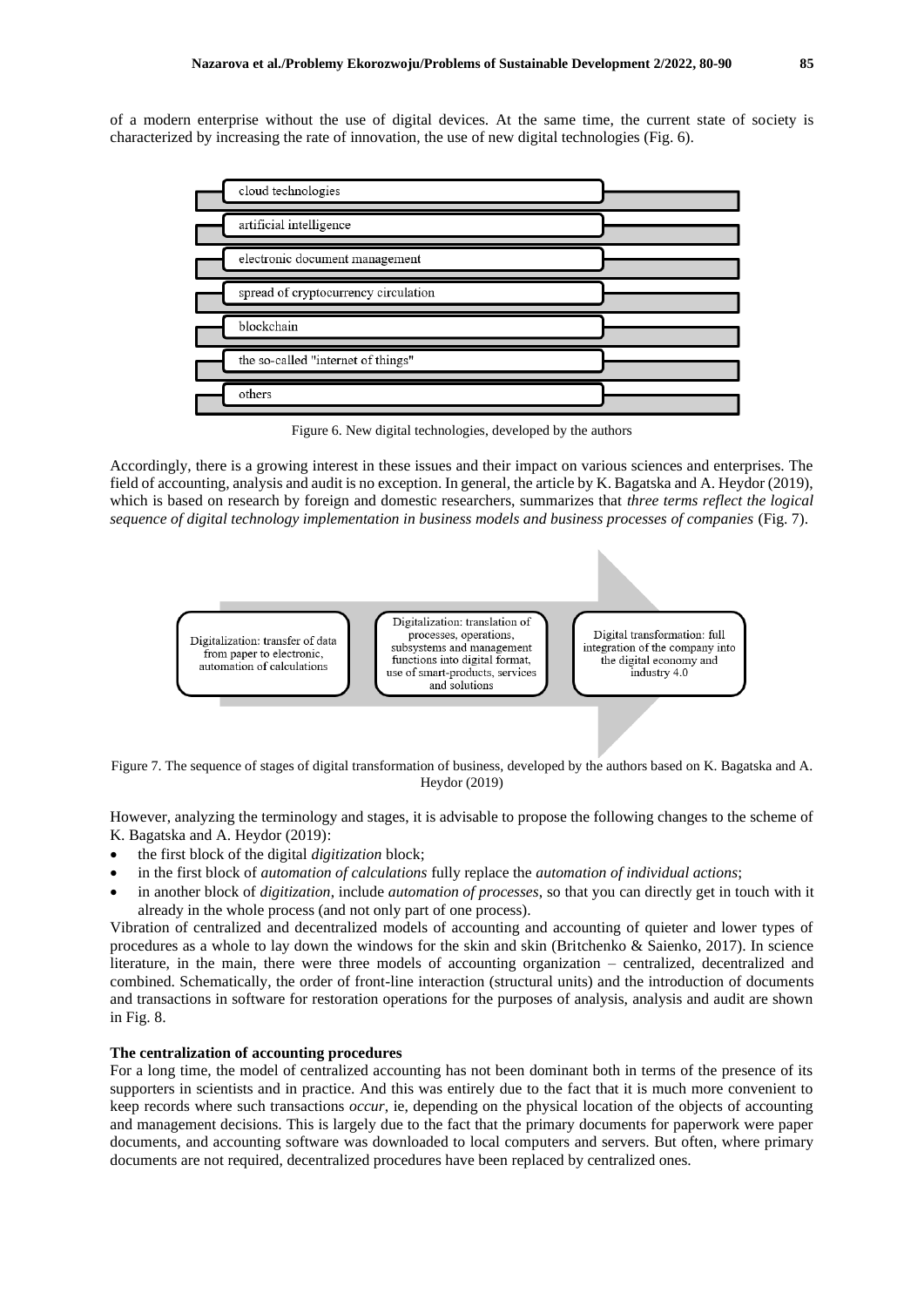of a modern enterprise without the use of digital devices. At the same time, the current state of society is characterized by increasing the rate of innovation, the use of new digital technologies (Fig. 6).

- cloud technologies
- artificial intelligence
- electronic document management
- spread of cryptocurrency circulation
- blockchain
- the so-called "internet of things"
- others

Figure 6. New digital technologies, developed by the authors

Accordingly, there is a growing interest in these issues and their impact on various sciences and enterprises. The field of accounting, analysis and audit is no exception. In general, the article by K. Bagatska and A. Heydor (2019), which is based on research by foreign and domestic researchers, summarizes that *three terms reflect the logical sequence of digital technology implementation in business models and business processes of companies* (Fig. 7).

Digitalization: transfer of data from paper to electronic, automation of calculations → Digitalization: translation of processes, operations, subsystems and management functions into digital format, use of smart-products, services and solutions → Digital transformation: full integration of the company into the digital economy and industry 4.0

Figure 7. The sequence of stages of digital transformation of business, developed by the authors based on K. Bagatska and A. Heydor (2019)

However, analyzing the terminology and stages, it is advisable to propose the following changes to the scheme of K. Bagatska and A. Heydor (2019):

- the first block of the digital *digitization* block;
- in the first block of *automation of calculations* fully replace the *automation of individual actions*;
- in another block of *digitization*, include *automation of processes*, so that you can directly get in touch with it already in the whole process (and not only part of one process).

Vibration of centralized and decentralized models of accounting and accounting of quieter and lower types of procedures as a whole to lay down the windows for the skin and skin (Britchenko & Saienko, 2017). In science literature, in the main, there were three models of accounting organization – centralized, decentralized and combined. Schematically, the order of front-line interaction (structural units) and the introduction of documents and transactions in software for restoration operations for the purposes of analysis, analysis and audit are shown in Fig. 8.

**The centralization of accounting procedures**

For a long time, the model of centralized accounting has not been dominant both in terms of the presence of its supporters in scientists and in practice. And this was entirely due to the fact that it is much more convenient to keep records where such transactions *occur*, ie, depending on the physical location of the objects of accounting and management decisions. This is largely due to the fact that the primary documents for paperwork were paper documents, and accounting software was downloaded to local computers and servers. But often, where primary documents are not required, decentralized procedures have been replaced by centralized ones.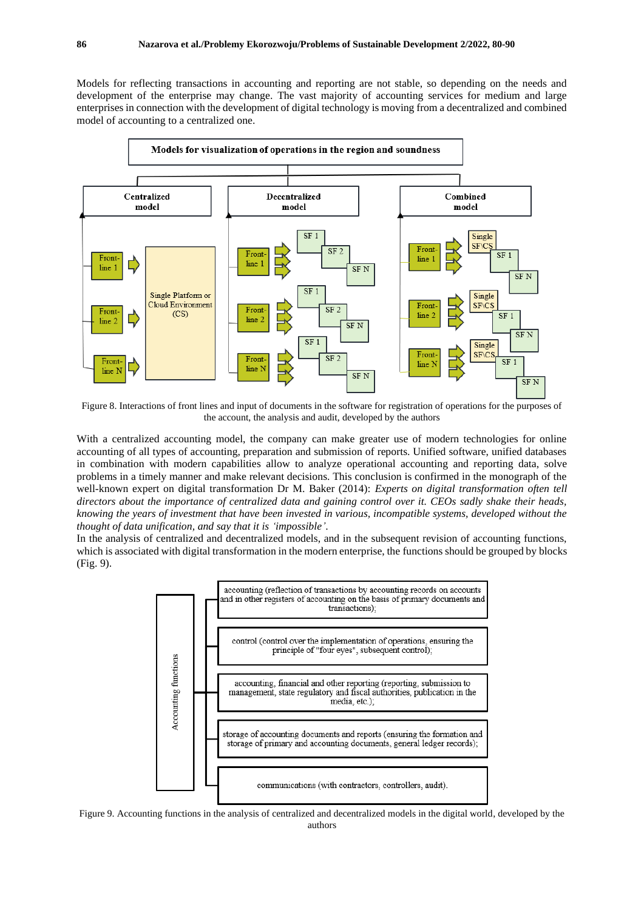Models for reflecting transactions in accounting and reporting are not stable, so depending on the needs and development of the enterprise may change. The vast majority of accounting services for medium and large enterprises in connection with the development of digital technology is moving from a decentralized and combined model of accounting to a centralized one.

Figure 8. Interactions of front lines and input of documents in the software for registration of operations for the purposes of the account, the analysis and audit, developed by the authors

With a centralized accounting model, the company can make greater use of modern technologies for online accounting of all types of accounting, preparation and submission of reports. Unified software, unified databases in combination with modern capabilities allow to analyze operational accounting and reporting data, solve problems in a timely manner and make relevant decisions. This conclusion is confirmed in the monograph of the well-known expert on digital transformation Dr M. Baker (2014): *Experts on digital transformation often tell directors about the importance of centralized data and gaining control over it. CEOs sadly shake their heads, knowing the years of investment that have been invested in various, incompatible systems, developed without the thought of data unification, and say that it is 'impossible'.*

In the analysis of centralized and decentralized models, and in the subsequent revision of accounting functions, which is associated with digital transformation in the modern enterprise, the functions should be grouped by blocks (Fig. 9).

Figure 9. Accounting functions in the analysis of centralized and decentralized models in the digital world, developed by the authors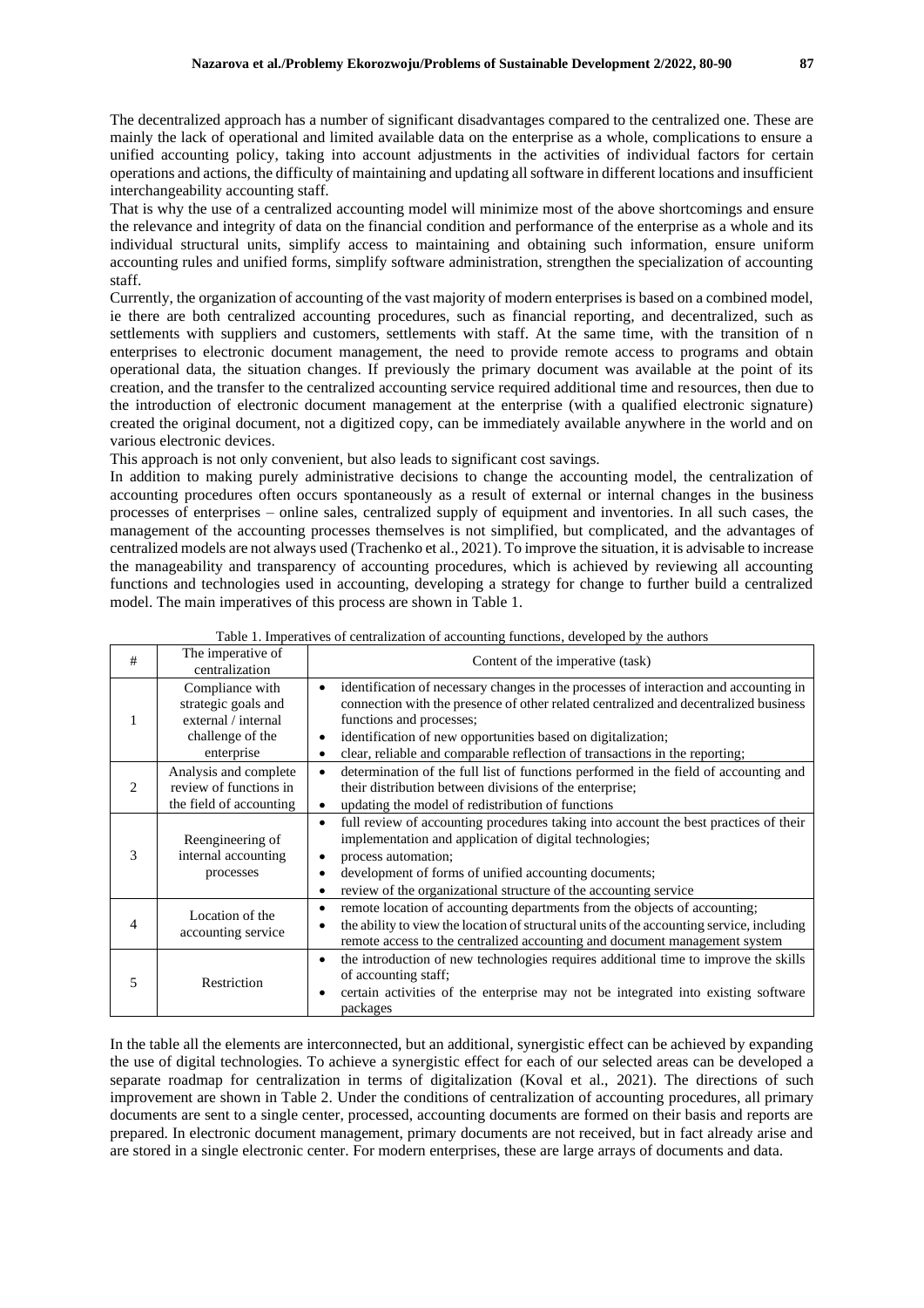The decentralized approach has a number of significant disadvantages compared to the centralized one. These are mainly the lack of operational and limited available data on the enterprise as a whole, complications to ensure a unified accounting policy, taking into account adjustments in the activities of individual factors for certain operations and actions, the difficulty of maintaining and updating all software in different locations and insufficient interchangeability accounting staff.

That is why the use of a centralized accounting model will minimize most of the above shortcomings and ensure the relevance and integrity of data on the financial condition and performance of the enterprise as a whole and its individual structural units, simplify access to maintaining and obtaining such information, ensure uniform accounting rules and unified forms, simplify software administration, strengthen the specialization of accounting staff.

Currently, the organization of accounting of the vast majority of modern enterprises is based on a combined model, ie there are both centralized accounting procedures, such as financial reporting, and decentralized, such as settlements with suppliers and customers, settlements with staff. At the same time, with the transition of n enterprises to electronic document management, the need to provide remote access to programs and obtain operational data, the situation changes. If previously the primary document was available at the point of its creation, and the transfer to the centralized accounting service required additional time and resources, then due to the introduction of electronic document management at the enterprise (with a qualified electronic signature) created the original document, not a digitized copy, can be immediately available anywhere in the world and on various electronic devices.

This approach is not only convenient, but also leads to significant cost savings.

In addition to making purely administrative decisions to change the accounting model, the centralization of accounting procedures often occurs spontaneously as a result of external or internal changes in the business processes of enterprises – online sales, centralized supply of equipment and inventories. In all such cases, the management of the accounting processes themselves is not simplified, but complicated, and the advantages of centralized models are not always used (Trachenko et al., 2021). To improve the situation, it is advisable to increase the manageability and transparency of accounting procedures, which is achieved by reviewing all accounting functions and technologies used in accounting, developing a strategy for change to further build a centralized model. The main imperatives of this process are shown in Table 1.

Table 1. Imperatives of centralization of accounting functions, developed by the authors

| # | The imperative of centralization | Content of the imperative (task) |
|---|---|---|
| 1 | Compliance with strategic goals and external / internal challenge of the enterprise | • identification of necessary changes in the processes of interaction and accounting in connection with the presence of other related centralized and decentralized business functions and processes;<br>• identification of new opportunities based on digitalization;<br>• clear, reliable and comparable reflection of transactions in the reporting; |
| 2 | Analysis and complete review of functions in the field of accounting | • determination of the full list of functions performed in the field of accounting and their distribution between divisions of the enterprise;<br>• updating the model of redistribution of functions |
| 3 | Reengineering of internal accounting processes | • full review of accounting procedures taking into account the best practices of their implementation and application of digital technologies;<br>• process automation;<br>• development of forms of unified accounting documents;<br>• review of the organizational structure of the accounting service |
| 4 | Location of the accounting service | • remote location of accounting departments from the objects of accounting;<br>• the ability to view the location of structural units of the accounting service, including remote access to the centralized accounting and document management system |
| 5 | Restriction | • the introduction of new technologies requires additional time to improve the skills of accounting staff;<br>• certain activities of the enterprise may not be integrated into existing software packages |

In the table all the elements are interconnected, but an additional, synergistic effect can be achieved by expanding the use of digital technologies. To achieve a synergistic effect for each of our selected areas can be developed a separate roadmap for centralization in terms of digitalization (Koval et al., 2021). The directions of such improvement are shown in Table 2. Under the conditions of centralization of accounting procedures, all primary documents are sent to a single center, processed, accounting documents are formed on their basis and reports are prepared. In electronic document management, primary documents are not received, but in fact already arise and are stored in a single electronic center. For modern enterprises, these are large arrays of documents and data.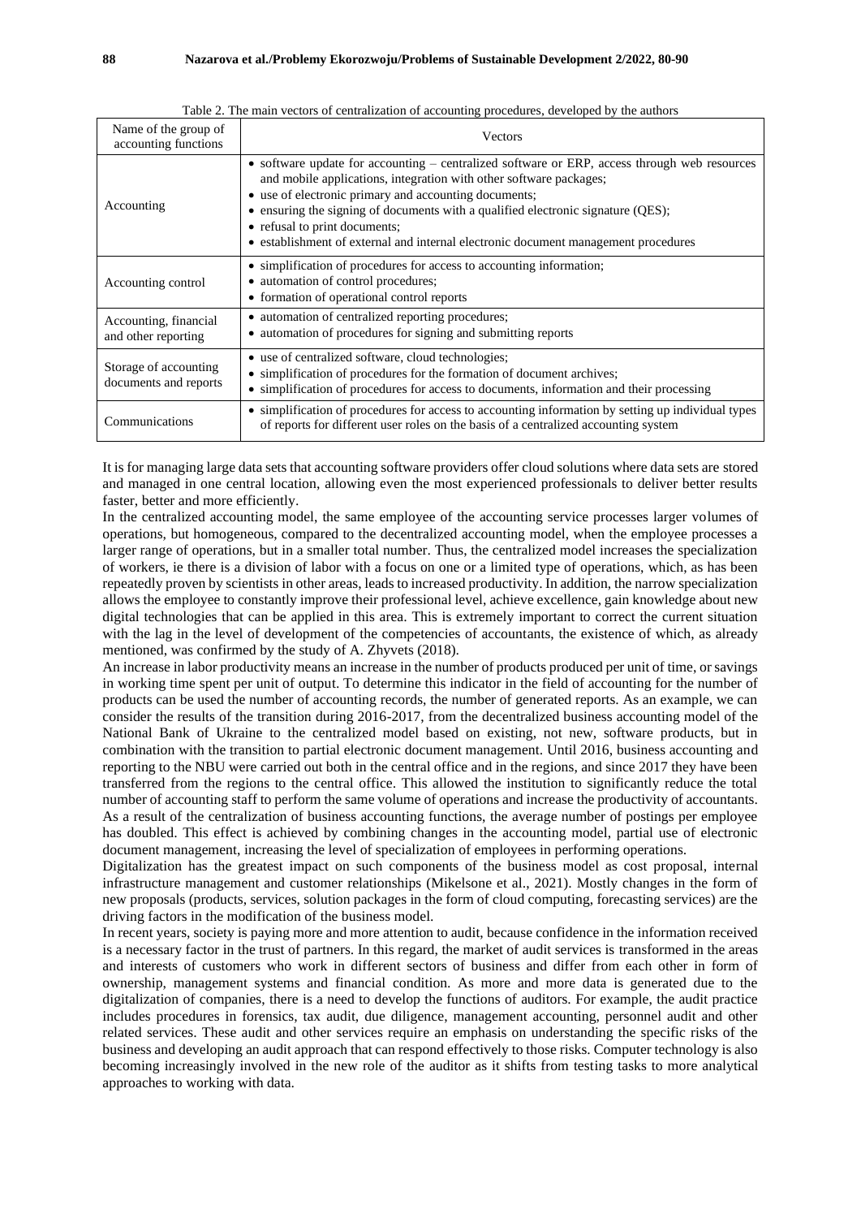Table 2. The main vectors of centralization of accounting procedures, developed by the authors

| Name of the group of accounting functions | Vectors |
|---|---|
| Accounting | • software update for accounting – centralized software or ERP, access through web resources and mobile applications, integration with other software packages;<br>• use of electronic primary and accounting documents;<br>• ensuring the signing of documents with a qualified electronic signature (QES);<br>• refusal to print documents;<br>• establishment of external and internal electronic document management procedures |
| Accounting control | • simplification of procedures for access to accounting information;<br>• automation of control procedures;<br>• formation of operational control reports |
| Accounting, financial and other reporting | • automation of centralized reporting procedures;<br>• automation of procedures for signing and submitting reports |
| Storage of accounting documents and reports | • use of centralized software, cloud technologies;<br>• simplification of procedures for the formation of document archives;<br>• simplification of procedures for access to documents, information and their processing |
| Communications | • simplification of procedures for access to accounting information by setting up individual types of reports for different user roles on the basis of a centralized accounting system |

It is for managing large data sets that accounting software providers offer cloud solutions where data sets are stored and managed in one central location, allowing even the most experienced professionals to deliver better results faster, better and more efficiently.

In the centralized accounting model, the same employee of the accounting service processes larger volumes of operations, but homogeneous, compared to the decentralized accounting model, when the employee processes a larger range of operations, but in a smaller total number. Thus, the centralized model increases the specialization of workers, ie there is a division of labor with a focus on one or a limited type of operations, which, as has been repeatedly proven by scientists in other areas, leads to increased productivity. In addition, the narrow specialization allows the employee to constantly improve their professional level, achieve excellence, gain knowledge about new digital technologies that can be applied in this area. This is extremely important to correct the current situation with the lag in the level of development of the competencies of accountants, the existence of which, as already mentioned, was confirmed by the study of A. Zhyvets (2018).

An increase in labor productivity means an increase in the number of products produced per unit of time, or savings in working time spent per unit of output. To determine this indicator in the field of accounting for the number of products can be used the number of accounting records, the number of generated reports. As an example, we can consider the results of the transition during 2016-2017, from the decentralized business accounting model of the National Bank of Ukraine to the centralized model based on existing, not new, software products, but in combination with the transition to partial electronic document management. Until 2016, business accounting and reporting to the NBU were carried out both in the central office and in the regions, and since 2017 they have been transferred from the regions to the central office. This allowed the institution to significantly reduce the total number of accounting staff to perform the same volume of operations and increase the productivity of accountants. As a result of the centralization of business accounting functions, the average number of postings per employee has doubled. This effect is achieved by combining changes in the accounting model, partial use of electronic document management, increasing the level of specialization of employees in performing operations.

Digitalization has the greatest impact on such components of the business model as cost proposal, internal infrastructure management and customer relationships (Mikelsone et al., 2021). Mostly changes in the form of new proposals (products, services, solution packages in the form of cloud computing, forecasting services) are the driving factors in the modification of the business model.

In recent years, society is paying more and more attention to audit, because confidence in the information received is a necessary factor in the trust of partners. In this regard, the market of audit services is transformed in the areas and interests of customers who work in different sectors of business and differ from each other in form of ownership, management systems and financial condition. As more and more data is generated due to the digitalization of companies, there is a need to develop the functions of auditors. For example, the audit practice includes procedures in forensics, tax audit, due diligence, management accounting, personnel audit and other related services. These audit and other services require an emphasis on understanding the specific risks of the business and developing an audit approach that can respond effectively to those risks. Computer technology is also becoming increasingly involved in the new role of the auditor as it shifts from testing tasks to more analytical approaches to working with data.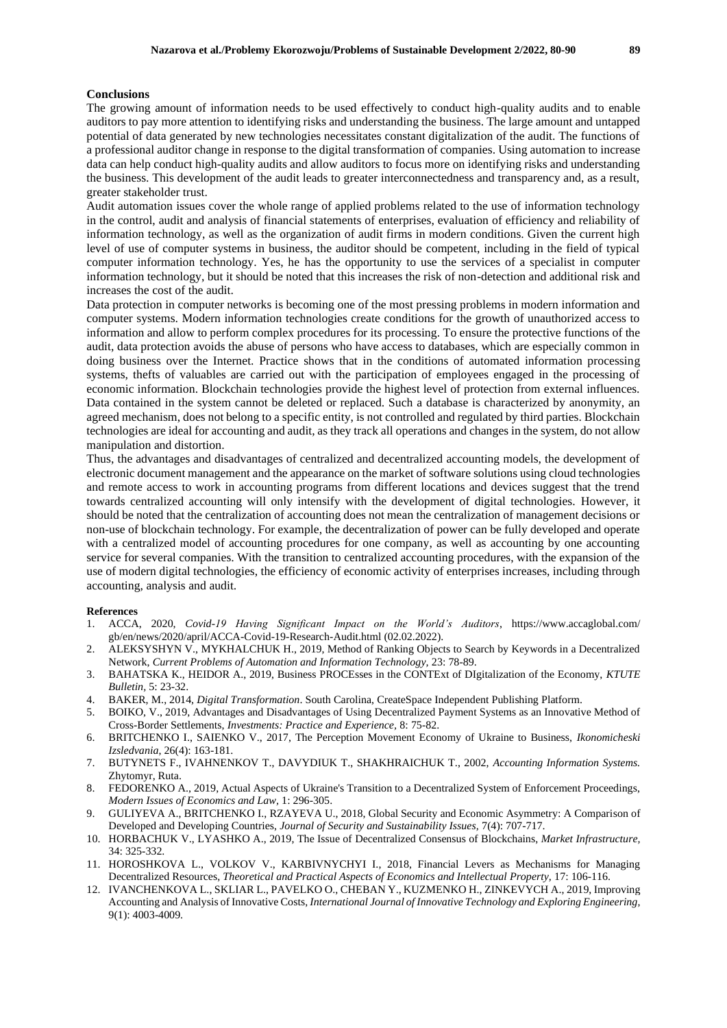## Conclusions

The growing amount of information needs to be used effectively to conduct high-quality audits and to enable auditors to pay more attention to identifying risks and understanding the business. The large amount and untapped potential of data generated by new technologies necessitates constant digitalization of the audit. The functions of a professional auditor change in response to the digital transformation of companies. Using automation to increase data can help conduct high-quality audits and allow auditors to focus more on identifying risks and understanding the business. This development of the audit leads to greater interconnectedness and transparency and, as a result, greater stakeholder trust.

Audit automation issues cover the whole range of applied problems related to the use of information technology in the control, audit and analysis of financial statements of enterprises, evaluation of efficiency and reliability of information technology, as well as the organization of audit firms in modern conditions. Given the current high level of use of computer systems in business, the auditor should be competent, including in the field of typical computer information technology. Yes, he has the opportunity to use the services of a specialist in computer information technology, but it should be noted that this increases the risk of non-detection and additional risk and increases the cost of the audit.

Data protection in computer networks is becoming one of the most pressing problems in modern information and computer systems. Modern information technologies create conditions for the growth of unauthorized access to information and allow to perform complex procedures for its processing. To ensure the protective functions of the audit, data protection avoids the abuse of persons who have access to databases, which are especially common in doing business over the Internet. Practice shows that in the conditions of automated information processing systems, thefts of valuables are carried out with the participation of employees engaged in the processing of economic information. Blockchain technologies provide the highest level of protection from external influences. Data contained in the system cannot be deleted or replaced. Such a database is characterized by anonymity, an agreed mechanism, does not belong to a specific entity, is not controlled and regulated by third parties. Blockchain technologies are ideal for accounting and audit, as they track all operations and changes in the system, do not allow manipulation and distortion.

Thus, the advantages and disadvantages of centralized and decentralized accounting models, the development of electronic document management and the appearance on the market of software solutions using cloud technologies and remote access to work in accounting programs from different locations and devices suggest that the trend towards centralized accounting will only intensify with the development of digital technologies. However, it should be noted that the centralization of accounting does not mean the centralization of management decisions or non-use of blockchain technology. For example, the decentralization of power can be fully developed and operate with a centralized model of accounting procedures for one company, as well as accounting by one accounting service for several companies. With the transition to centralized accounting procedures, with the expansion of the use of modern digital technologies, the efficiency of economic activity of enterprises increases, including through accounting, analysis and audit.

### References

1. ACCA, 2020, *Covid-19 Having Significant Impact on the World's Auditors*, https://www.accaglobal.com/gb/en/news/2020/april/ACCA-Covid-19-Research-Audit.html (02.02.2022).
2. ALEKSYSHYN V., MYKHALCHUK H., 2019, Method of Ranking Objects to Search by Keywords in a Decentralized Network, *Current Problems of Automation and Information Technology*, 23: 78-89.
3. BAHATSKA K., HEIDOR A., 2019, Business PROCEsses in the CONTExt of DIgitalization of the Economy, *KTUTE Bulletin*, 5: 23-32.
4. BAKER, M., 2014, *Digital Transformation*. South Carolina, CreateSpace Independent Publishing Platform.
5. BOIKO, V., 2019, Advantages and Disadvantages of Using Decentralized Payment Systems as an Innovative Method of Cross-Border Settlements, *Investments: Practice and Experience*, 8: 75-82.
6. BRITCHENKO I., SAIENKO V., 2017, The Perception Movement Economy of Ukraine to Business, *Ikonomicheski Izsledvania*, 26(4): 163-181.
7. BUTYNETS F., IVAHNENKOV T., DAVYDIUK T., SHAKHRAICHUK T., 2002, *Accounting Information Systems.* Zhytomyr, Ruta.
8. FEDORENKO A., 2019, Actual Aspects of Ukraine's Transition to a Decentralized System of Enforcement Proceedings, *Modern Issues of Economics and Law*, 1: 296-305.
9. GULIYEVA A., BRITCHENKO I., RZAYEVA U., 2018, Global Security and Economic Asymmetry: A Comparison of Developed and Developing Countries, *Journal of Security and Sustainability Issues*, 7(4): 707-717.
10. HORBACHUK V., LYASHKO A., 2019, The Issue of Decentralized Consensus of Blockchains, *Market Infrastructure*, 34: 325-332.
11. HOROSHKOVA L., VOLKOV V., KARBIVNYCHYI I., 2018, Financial Levers as Mechanisms for Managing Decentralized Resources, *Theoretical and Practical Aspects of Economics and Intellectual Property*, 17: 106-116.
12. IVANCHENKOVA L., SKLIAR L., PAVELKO O., CHEBAN Y., KUZMENKO H., ZINKEVYCH A., 2019, Improving Accounting and Analysis of Innovative Costs, *International Journal of Innovative Technology and Exploring Engineering*, 9(1): 4003-4009.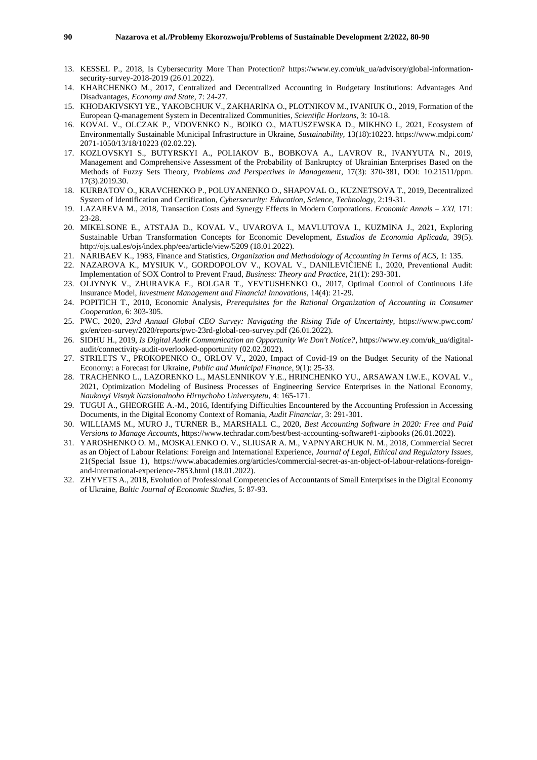13. KESSEL P., 2018, Is Cybersecurity More Than Protection? https://www.ey.com/uk_ua/advisory/global-information-security-survey-2018-2019 (26.01.2022).
14. KHARCHENKO M., 2017, Centralized and Decentralized Accounting in Budgetary Institutions: Advantages And Disadvantages, *Economy and State*, 7: 24-27.
15. KHODAKIVSKYI YE., YAKOBCHUK V., ZAKHARINA O., PLOTNIKOV M., IVANIUK O., 2019, Formation of the European Q-management System in Decentralized Communities, *Scientific Horizons*, 3: 10-18.
16. KOVAL V., OLCZAK P., VDOVENKO N., BOIKO O., MATUSZEWSKA D., MIKHNO I., 2021, Ecosystem of Environmentally Sustainable Municipal Infrastructure in Ukraine, *Sustainability*, 13(18):10223. https://www.mdpi.com/2071-1050/13/18/10223 (02.02.22).
17. KOZLOVSKYI S., BUTYRSKYI A., POLIAKOV B., BOBKOVA A., LAVROV R., IVANYUTA N., 2019, Management and Comprehensive Assessment of the Probability of Bankruptcy of Ukrainian Enterprises Based on the Methods of Fuzzy Sets Theory, *Problems and Perspectives in Management*, 17(3): 370-381, DOI: 10.21511/ppm.17(3).2019.30.
18. KURBATOV O., KRAVCHENKO P., POLUYANENKO O., SHAPOVAL O., KUZNETSOVA T., 2019, Decentralized System of Identification and Certification, *Cybersecurity: Education, Science, Technology*, 2:19-31.
19. LAZAREVA M., 2018, Transaction Costs and Synergy Effects in Modern Corporations. *Economic Annals – XXI*, 171: 23-28.
20. MIKELSONE E., ATSTAJA D., KOVAL V., UVAROVA I., MAVLUTOVA I., KUZMINA J., 2021, Exploring Sustainable Urban Transformation Concepts for Economic Development, *Estudios de Economia Aplicada*, 39(5). http://ojs.ual.es/ojs/index.php/eea/article/view/5209 (18.01.2022).
21. NARIBAEV K., 1983, Finance and Statistics, *Organization and Methodology of Accounting in Terms of ACS*, 1: 135.
22. NAZAROVA K., MYSIUK V., GORDOPOLOV V., KOVAL V., DANILEVIČIENĖ I., 2020, Preventional Audit: Implementation of SOX Control to Prevent Fraud, *Business: Theory and Practice*, 21(1): 293-301.
23. OLIYNYK V., ZHURAVKA F., BOLGAR T., YEVTUSHENKO O., 2017, Optimal Control of Continuous Life Insurance Model, *Investment Management and Financial Innovations*, 14(4): 21-29.
24. POPITICH T., 2010, Economic Analysis, *Prerequisites for the Rational Organization of Accounting in Consumer Cooperation*, 6: 303-305.
25. PWC, 2020, *23rd Annual Global CEO Survey: Navigating the Rising Tide of Uncertainty*, https://www.pwc.com/gx/en/ceo-survey/2020/reports/pwc-23rd-global-ceo-survey.pdf (26.01.2022).
26. SIDHU H., 2019, *Is Digital Audit Communication an Opportunity We Don't Notice?*, https://www.ey.com/uk_ua/digital-audit/connectivity-audit-overlooked-opportunity (02.02.2022).
27. STRILETS V., PROKOPENKO O., ORLOV V., 2020, Impact of Covid-19 on the Budget Security of the National Economy: a Forecast for Ukraine, *Public and Municipal Finance*, 9(1): 25-33.
28. TRACHENKO L., LAZORENKO L., MASLENNIKOV Y.E., HRINCHENKO YU., ARSAWAN I.W.E., KOVAL V., 2021, Optimization Modeling of Business Processes of Engineering Service Enterprises in the National Economy, *Naukovyi Visnyk Natsionalnoho Hirnychoho Universytetu*, 4: 165-171.
29. TUGUI A., GHEORGHE A.-M., 2016, Identifying Difficulties Encountered by the Accounting Profession in Accessing Documents, in the Digital Economy Context of Romania, *Audit Financiar*, 3: 291-301.
30. WILLIAMS M., MURO J., TURNER B., MARSHALL C., 2020, *Best Accounting Software in 2020: Free and Paid Versions to Manage Accounts*, https://www.techradar.com/best/best-accounting-software#1-zipbooks (26.01.2022).
31. YAROSHENKO O. M., MOSKALENKO O. V., SLIUSAR A. M., VAPNYARCHUK N. M., 2018, Commercial Secret as an Object of Labour Relations: Foreign and International Experience, *Journal of Legal, Ethical and Regulatory Issues*, 21(Special Issue 1), https://www.abacademies.org/articles/commercial-secret-as-an-object-of-labour-relations-foreign-and-international-experience-7853.html (18.01.2022).
32. ZHYVETS A., 2018, Evolution of Professional Competencies of Accountants of Small Enterprises in the Digital Economy of Ukraine, *Baltic Journal of Economic Studies*, 5: 87-93.